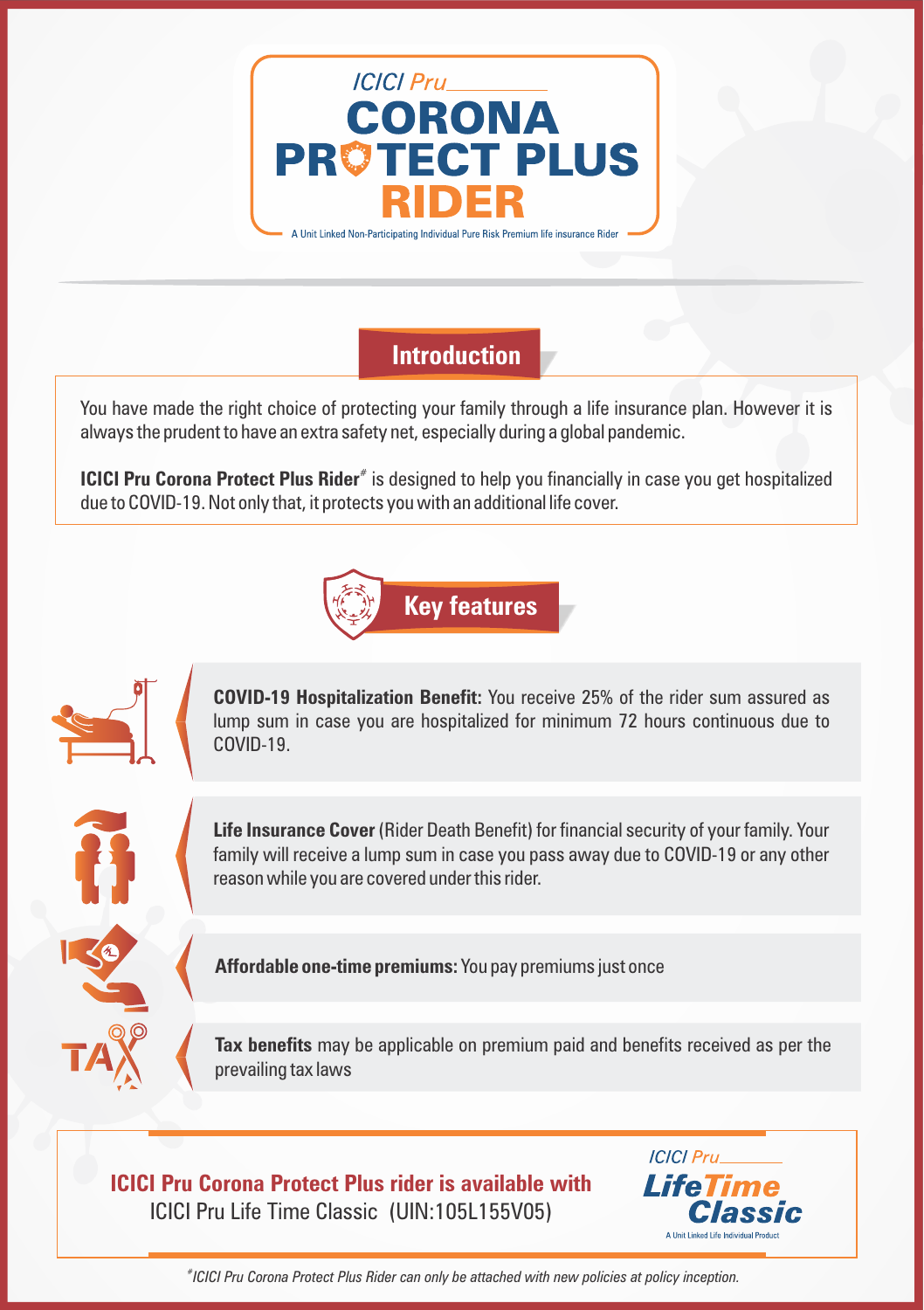# ICICI Pru CORONA PROTECT PLUS RIDER

A Unit Linked Non-Participating Individual Pure Risk Premium life insurance Rider

## Introduction

You have made the right choice of protecting your family through a life insurance plan. However it is always the prudent to have an extra safety net, especially during a global pandemic.

**ICICI Pru Corona Protect Plus Rider**# is designed to help you financially in case you get hospitalized due to COVID-19. Not only that, it protects you with an additional life cover.

## Key features

**COVID-19 Hospitalization Benefit:** You receive 25% of the rider sum assured as lump sum in case you are hospitalized for minimum 72 hours continuous due to COVID-19.

**Life Insurance Cover** (Rider Death Benefit) for financial security of your family. Your family will receive a lump sum in case you pass away due to COVID-19 or any other reason while you are covered under this rider.

**Affordable one-time premiums:** You pay premiums just once

**Tax benefits** may be applicable on premium paid and benefits received as per the prevailing tax laws

**ICICI Pru Corona Protect Plus rider is available with**
ICICI Pru Life Time Classic (UIN:105L155V05)

ICICI Pru LifeTime Classic
A Unit Linked Life Individual Product

*#ICICI Pru Corona Protect Plus Rider can only be attached with new policies at policy inception.*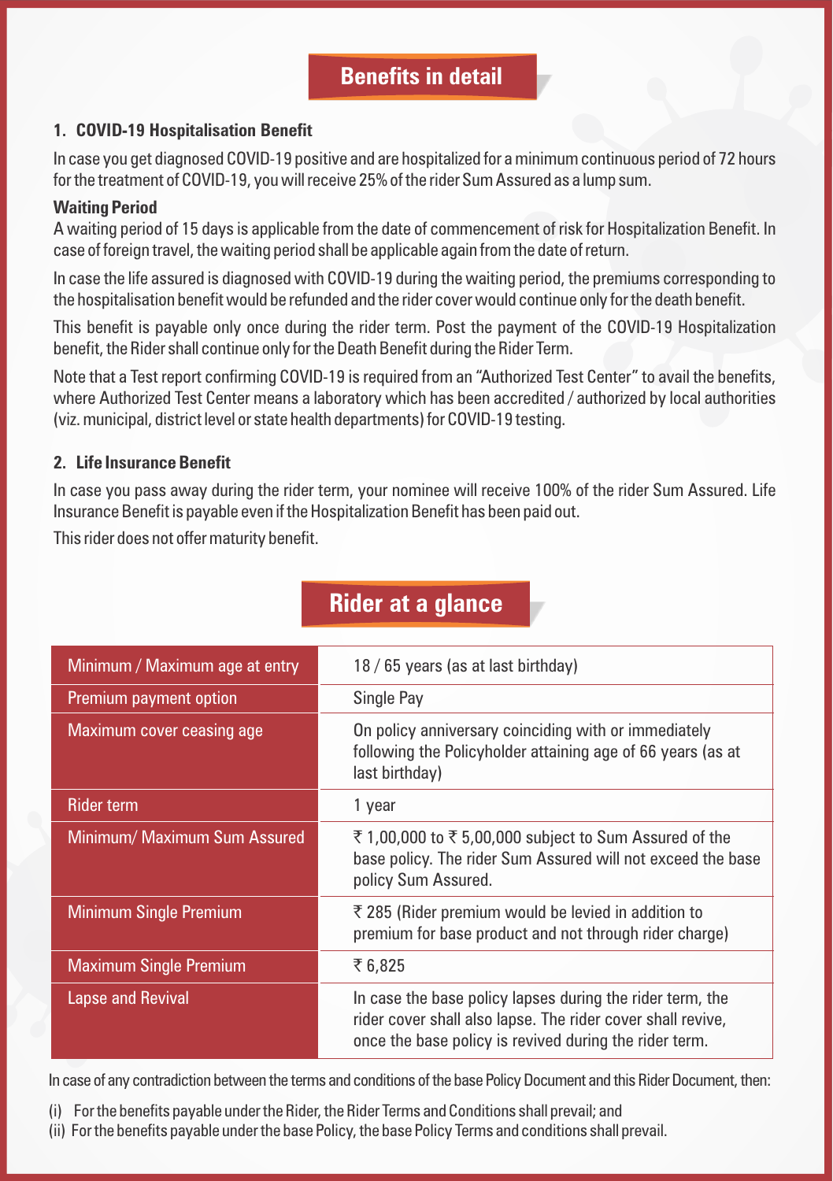## Benefits in detail

### 1. COVID-19 Hospitalisation Benefit

In case you get diagnosed COVID-19 positive and are hospitalized for a minimum continuous period of 72 hours for the treatment of COVID-19, you will receive 25% of the rider Sum Assured as a lump sum.

**Waiting Period**

A waiting period of 15 days is applicable from the date of commencement of risk for Hospitalization Benefit. In case of foreign travel, the waiting period shall be applicable again from the date of return.

In case the life assured is diagnosed with COVID-19 during the waiting period, the premiums corresponding to the hospitalisation benefit would be refunded and the rider cover would continue only for the death benefit.

This benefit is payable only once during the rider term. Post the payment of the COVID-19 Hospitalization benefit, the Rider shall continue only for the Death Benefit during the Rider Term.

Note that a Test report confirming COVID-19 is required from an "Authorized Test Center" to avail the benefits, where Authorized Test Center means a laboratory which has been accredited / authorized by local authorities (viz. municipal, district level or state health departments) for COVID-19 testing.

### 2. Life Insurance Benefit

In case you pass away during the rider term, your nominee will receive 100% of the rider Sum Assured. Life Insurance Benefit is payable even if the Hospitalization Benefit has been paid out.

This rider does not offer maturity benefit.

## Rider at a glance

| | |
|---|---|
| Minimum / Maximum age at entry | 18 / 65 years (as at last birthday) |
| Premium payment option | Single Pay |
| Maximum cover ceasing age | On policy anniversary coinciding with or immediately following the Policyholder attaining age of 66 years (as at last birthday) |
| Rider term | 1 year |
| Minimum/ Maximum Sum Assured | ₹ 1,00,000 to ₹ 5,00,000 subject to Sum Assured of the base policy. The rider Sum Assured will not exceed the base policy Sum Assured. |
| Minimum Single Premium | ₹ 285 (Rider premium would be levied in addition to premium for base product and not through rider charge) |
| Maximum Single Premium | ₹ 6,825 |
| Lapse and Revival | In case the base policy lapses during the rider term, the rider cover shall also lapse. The rider cover shall revive, once the base policy is revived during the rider term. |

In case of any contradiction between the terms and conditions of the base Policy Document and this Rider Document, then:

(i) For the benefits payable under the Rider, the Rider Terms and Conditions shall prevail; and

(ii) For the benefits payable under the base Policy, the base Policy Terms and conditions shall prevail.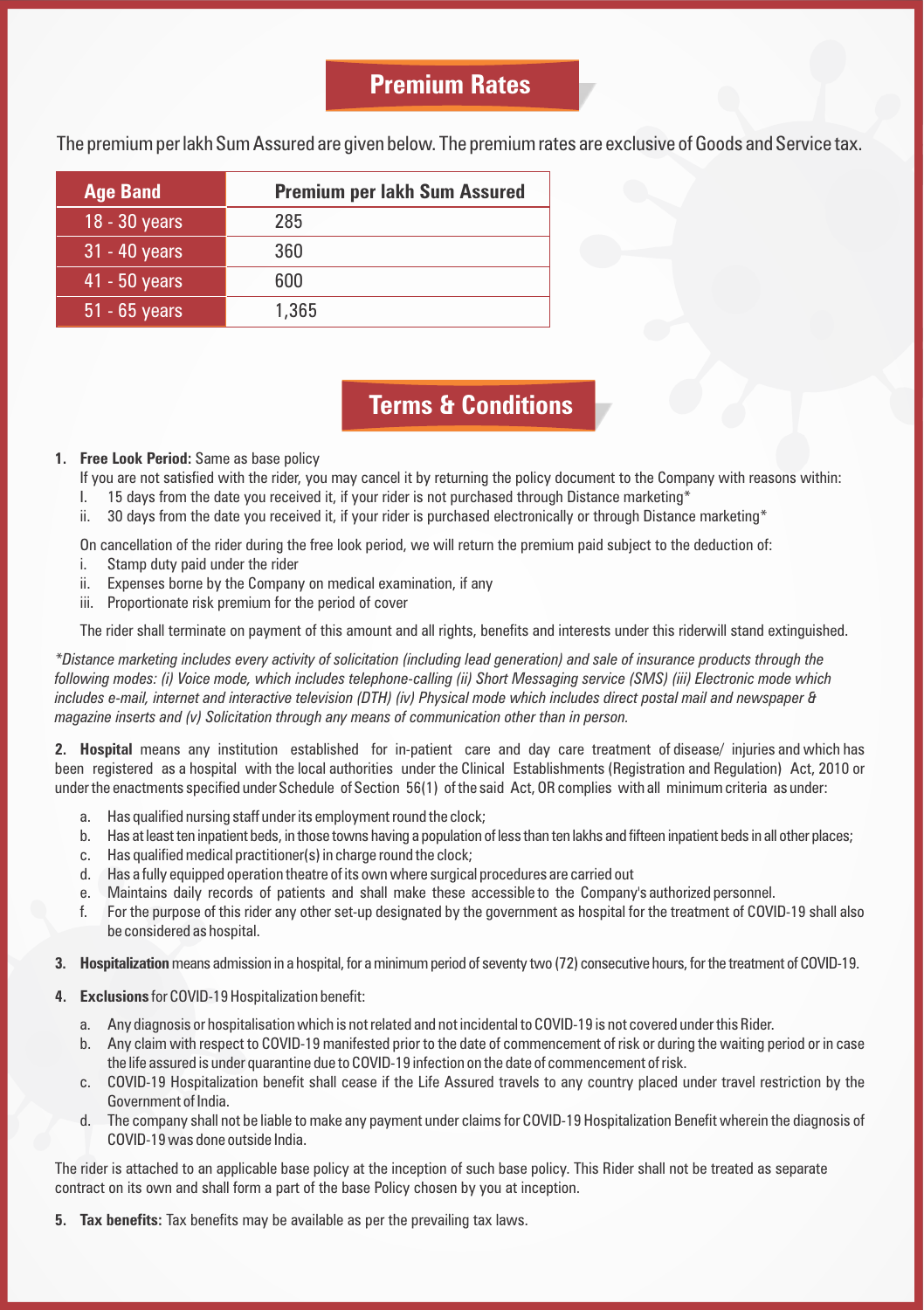## Premium Rates

The premium per lakh Sum Assured are given below. The premium rates are exclusive of Goods and Service tax.

| Age Band | Premium per lakh Sum Assured |
|---|---|
| 18 - 30 years | 285 |
| 31 - 40 years | 360 |
| 41 - 50 years | 600 |
| 51 - 65 years | 1,365 |

## Terms & Conditions

1. **Free Look Period:** Same as base policy

   If you are not satisfied with the rider, you may cancel it by returning the policy document to the Company with reasons within:

   I. 15 days from the date you received it, if your rider is not purchased through Distance marketing*

   ii. 30 days from the date you received it, if your rider is purchased electronically or through Distance marketing*

   On cancellation of the rider during the free look period, we will return the premium paid subject to the deduction of:

   i. Stamp duty paid under the rider

   ii. Expenses borne by the Company on medical examination, if any

   iii. Proportionate risk premium for the period of cover

   The rider shall terminate on payment of this amount and all rights, benefits and interests under this riderwill stand extinguished.

*\*Distance marketing includes every activity of solicitation (including lead generation) and sale of insurance products through the following modes: (i) Voice mode, which includes telephone-calling (ii) Short Messaging service (SMS) (iii) Electronic mode which includes e-mail, internet and interactive television (DTH) (iv) Physical mode which includes direct postal mail and newspaper & magazine inserts and (v) Solicitation through any means of communication other than in person.*

2. **Hospital** means any institution established for in-patient care and day care treatment of disease/ injuries and which has been registered as a hospital with the local authorities under the Clinical Establishments (Registration and Regulation) Act, 2010 or under the enactments specified under Schedule of Section 56(1) of the said Act, OR complies with all minimum criteria as under:

   a. Has qualified nursing staff under its employment round the clock;

   b. Has at least ten inpatient beds, in those towns having a population of less than ten lakhs and fifteen inpatient beds in all other places;

   c. Has qualified medical practitioner(s) in charge round the clock;

   d. Has a fully equipped operation theatre of its own where surgical procedures are carried out

   e. Maintains daily records of patients and shall make these accessible to the Company's authorized personnel.

   f. For the purpose of this rider any other set-up designated by the government as hospital for the treatment of COVID-19 shall also be considered as hospital.

3. **Hospitalization** means admission in a hospital, for a minimum period of seventy two (72) consecutive hours, for the treatment of COVID-19.

4. **Exclusions** for COVID-19 Hospitalization benefit:

   a. Any diagnosis or hospitalisation which is not related and not incidental to COVID-19 is not covered under this Rider.

   b. Any claim with respect to COVID-19 manifested prior to the date of commencement of risk or during the waiting period or in case the life assured is under quarantine due to COVID-19 infection on the date of commencement of risk.

   c. COVID-19 Hospitalization benefit shall cease if the Life Assured travels to any country placed under travel restriction by the Government of India.

   d. The company shall not be liable to make any payment under claims for COVID-19 Hospitalization Benefit wherein the diagnosis of COVID-19 was done outside India.

The rider is attached to an applicable base policy at the inception of such base policy. This Rider shall not be treated as separate contract on its own and shall form a part of the base Policy chosen by you at inception.

5. **Tax benefits:** Tax benefits may be available as per the prevailing tax laws.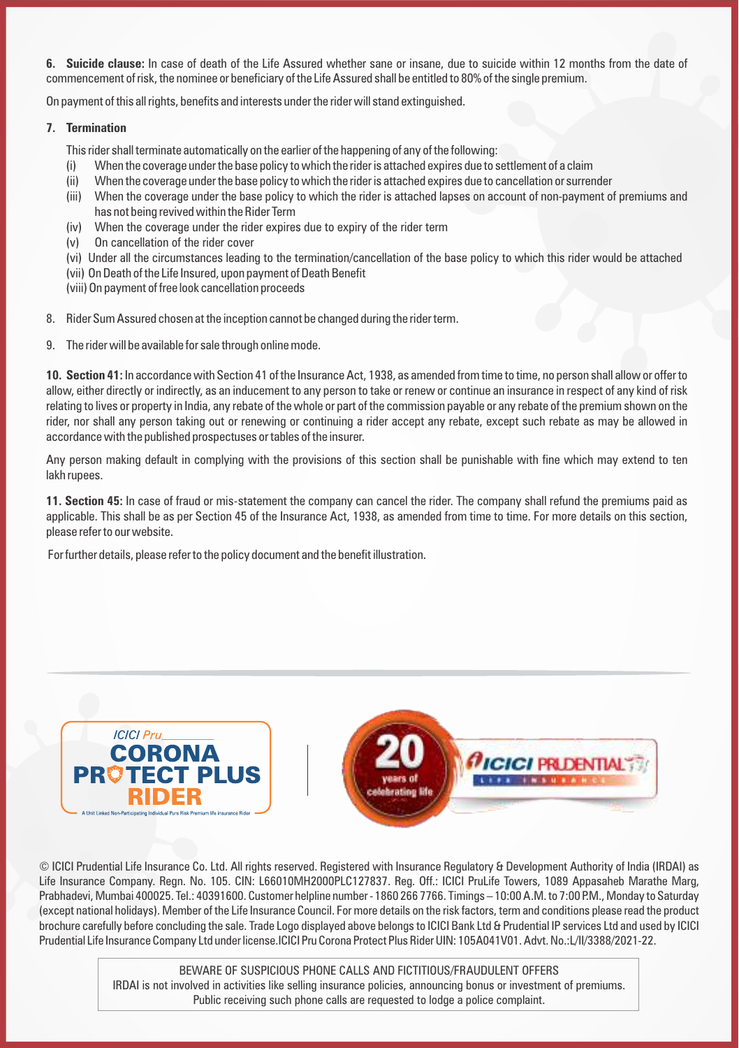**6. Suicide clause:** In case of death of the Life Assured whether sane or insane, due to suicide within 12 months from the date of commencement of risk, the nominee or beneficiary of the Life Assured shall be entitled to 80% of the single premium.

On payment of this all rights, benefits and interests under the rider will stand extinguished.

**7. Termination**

This rider shall terminate automatically on the earlier of the happening of any of the following:

(i) When the coverage under the base policy to which the rider is attached expires due to settlement of a claim
(ii) When the coverage under the base policy to which the rider is attached expires due to cancellation or surrender
(iii) When the coverage under the base policy to which the rider is attached lapses on account of non-payment of premiums and has not being revived within the Rider Term
(iv) When the coverage under the rider expires due to expiry of the rider term
(v) On cancellation of the rider cover
(vi) Under all the circumstances leading to the termination/cancellation of the base policy to which this rider would be attached
(vii) On Death of the Life Insured, upon payment of Death Benefit
(viii) On payment of free look cancellation proceeds

8. Rider Sum Assured chosen at the inception cannot be changed during the rider term.

9. The rider will be available for sale through online mode.

**10. Section 41:** In accordance with Section 41 of the Insurance Act, 1938, as amended from time to time, no person shall allow or offer to allow, either directly or indirectly, as an inducement to any person to take or renew or continue an insurance in respect of any kind of risk relating to lives or property in India, any rebate of the whole or part of the commission payable or any rebate of the premium shown on the rider, nor shall any person taking out or renewing or continuing a rider accept any rebate, except such rebate as may be allowed in accordance with the published prospectuses or tables of the insurer.

Any person making default in complying with the provisions of this section shall be punishable with fine which may extend to ten lakh rupees.

**11. Section 45:** In case of fraud or mis-statement the company can cancel the rider. The company shall refund the premiums paid as applicable. This shall be as per Section 45 of the Insurance Act, 1938, as amended from time to time. For more details on this section, please refer to our website.

For further details, please refer to the policy document and the benefit illustration.

ICICI Pru CORONA PROTECT PLUS RIDER

A Unit Linked Non-Participating Individual Pure Risk Premium life insurance Rider

20 years of celebrating life

ICICI PRUDENTIAL LIFE INSURANCE

© ICICI Prudential Life Insurance Co. Ltd. All rights reserved. Registered with Insurance Regulatory & Development Authority of India (IRDAI) as Life Insurance Company. Regn. No. 105. CIN: L66010MH2000PLC127837. Reg. Off.: ICICI PruLife Towers, 1089 Appasaheb Marathe Marg, Prabhadevi, Mumbai 400025. Tel.: 40391600. Customer helpline number - 1860 266 7766. Timings – 10:00 A.M. to 7:00 P.M., Monday to Saturday (except national holidays). Member of the Life Insurance Council. For more details on the risk factors, term and conditions please read the product brochure carefully before concluding the sale. Trade Logo displayed above belongs to ICICI Bank Ltd & Prudential IP services Ltd and used by ICICI Prudential Life Insurance Company Ltd under license.ICICI Pru Corona Protect Plus Rider UIN: 105A041V01. Advt. No.:L/II/3388/2021-22.

BEWARE OF SUSPICIOUS PHONE CALLS AND FICTITIOUS/FRAUDULENT OFFERS
IRDAI is not involved in activities like selling insurance policies, announcing bonus or investment of premiums.
Public receiving such phone calls are requested to lodge a police complaint.